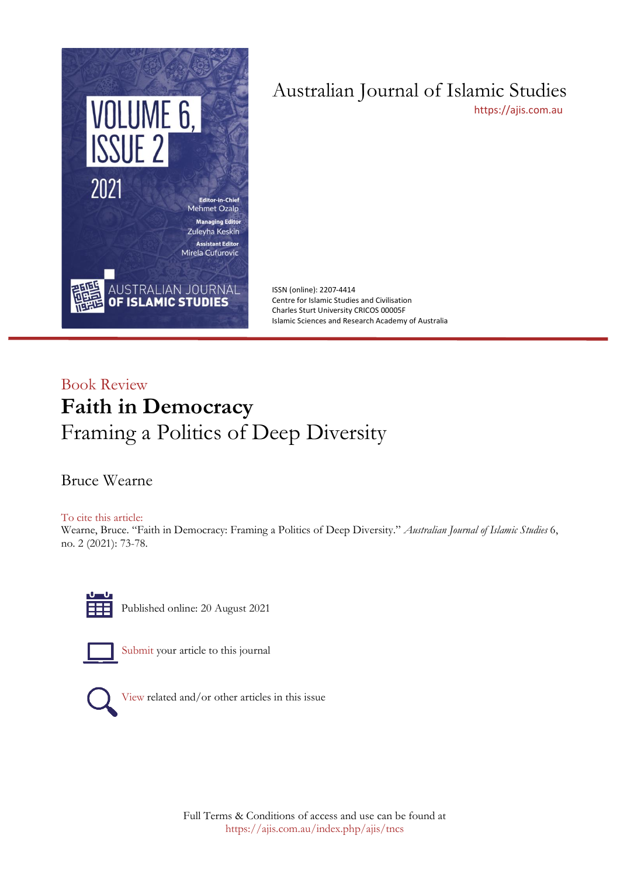# Australian Journal of Islamic Studies

https://ajis.com.au

ISSN (online): 2207-4414
Centre for Islamic Studies and Civilisation
Charles Sturt University CRICOS 00005F
Islamic Sciences and Research Academy of Australia

Book Review

## Faith in Democracy

## Framing a Politics of Deep Diversity

Bruce Wearne

To cite this article:
Wearne, Bruce. "Faith in Democracy: Framing a Politics of Deep Diversity." *Australian Journal of Islamic Studies* 6, no. 2 (2021): 73-78.

Published online: 20 August 2021

Submit your article to this journal

View related and/or other articles in this issue

Full Terms & Conditions of access and use can be found at
https://ajis.com.au/index.php/ajis/tncs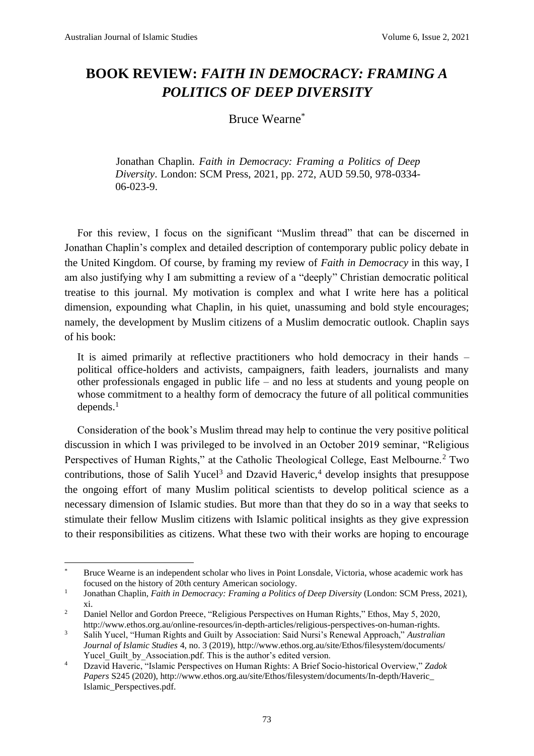# BOOK REVIEW: *FAITH IN DEMOCRACY: FRAMING A POLITICS OF DEEP DIVERSITY*

Bruce Wearne*

Jonathan Chaplin. *Faith in Democracy: Framing a Politics of Deep Diversity*. London: SCM Press, 2021, pp. 272, AUD 59.50, 978-0334-06-023-9.

For this review, I focus on the significant "Muslim thread" that can be discerned in Jonathan Chaplin's complex and detailed description of contemporary public policy debate in the United Kingdom. Of course, by framing my review of *Faith in Democracy* in this way, I am also justifying why I am submitting a review of a "deeply" Christian democratic political treatise to this journal. My motivation is complex and what I write here has a political dimension, expounding what Chaplin, in his quiet, unassuming and bold style encourages; namely, the development by Muslim citizens of a Muslim democratic outlook. Chaplin says of his book:

> It is aimed primarily at reflective practitioners who hold democracy in their hands – political office-holders and activists, campaigners, faith leaders, journalists and many other professionals engaged in public life – and no less at students and young people on whose commitment to a healthy form of democracy the future of all political communities depends.[1]

Consideration of the book's Muslim thread may help to continue the very positive political discussion in which I was privileged to be involved in an October 2019 seminar, "Religious Perspectives of Human Rights," at the Catholic Theological College, East Melbourne.[2] Two contributions, those of Salih Yucel[3] and Dzavid Haveric,[4] develop insights that presuppose the ongoing effort of many Muslim political scientists to develop political science as a necessary dimension of Islamic studies. But more than that they do so in a way that seeks to stimulate their fellow Muslim citizens with Islamic political insights as they give expression to their responsibilities as citizens. What these two with their works are hoping to encourage

---

\* Bruce Wearne is an independent scholar who lives in Point Lonsdale, Victoria, whose academic work has focused on the history of 20th century American sociology.

[1] Jonathan Chaplin, *Faith in Democracy: Framing a Politics of Deep Diversity* (London: SCM Press, 2021), xi.

[2] Daniel Nellor and Gordon Preece, "Religious Perspectives on Human Rights," Ethos, May 5, 2020, http://www.ethos.org.au/online-resources/in-depth-articles/religious-perspectives-on-human-rights.

[3] Salih Yucel, "Human Rights and Guilt by Association: Said Nursi's Renewal Approach," *Australian Journal of Islamic Studies* 4, no. 3 (2019), http://www.ethos.org.au/site/Ethos/filesystem/documents/Yucel_Guilt_by_Association.pdf. This is the author's edited version.

[4] Dzavid Haveric, "Islamic Perspectives on Human Rights: A Brief Socio-historical Overview," *Zadok Papers* S245 (2020), http://www.ethos.org.au/site/Ethos/filesystem/documents/In-depth/Haveric_Islamic_Perspectives.pdf.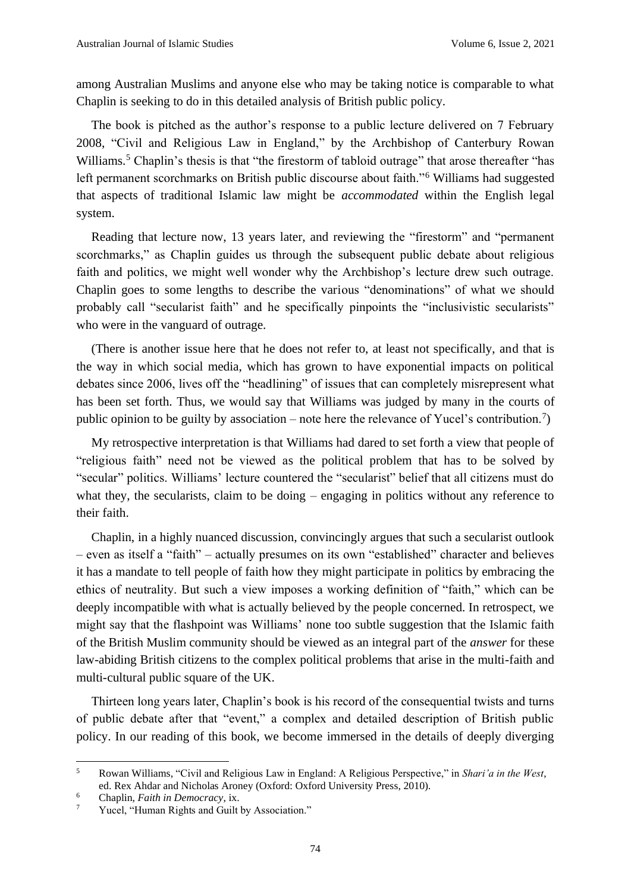among Australian Muslims and anyone else who may be taking notice is comparable to what Chaplin is seeking to do in this detailed analysis of British public policy.

The book is pitched as the author's response to a public lecture delivered on 7 February 2008, "Civil and Religious Law in England," by the Archbishop of Canterbury Rowan Williams.[5] Chaplin's thesis is that "the firestorm of tabloid outrage" that arose thereafter "has left permanent scorchmarks on British public discourse about faith."[6] Williams had suggested that aspects of traditional Islamic law might be *accommodated* within the English legal system.

Reading that lecture now, 13 years later, and reviewing the "firestorm" and "permanent scorchmarks," as Chaplin guides us through the subsequent public debate about religious faith and politics, we might well wonder why the Archbishop's lecture drew such outrage. Chaplin goes to some lengths to describe the various "denominations" of what we should probably call "secularist faith" and he specifically pinpoints the "inclusivistic secularists" who were in the vanguard of outrage.

(There is another issue here that he does not refer to, at least not specifically, and that is the way in which social media, which has grown to have exponential impacts on political debates since 2006, lives off the "headlining" of issues that can completely misrepresent what has been set forth. Thus, we would say that Williams was judged by many in the courts of public opinion to be guilty by association – note here the relevance of Yucel's contribution.[7])

My retrospective interpretation is that Williams had dared to set forth a view that people of "religious faith" need not be viewed as the political problem that has to be solved by "secular" politics. Williams' lecture countered the "secularist" belief that all citizens must do what they, the secularists, claim to be doing – engaging in politics without any reference to their faith.

Chaplin, in a highly nuanced discussion, convincingly argues that such a secularist outlook – even as itself a "faith" – actually presumes on its own "established" character and believes it has a mandate to tell people of faith how they might participate in politics by embracing the ethics of neutrality. But such a view imposes a working definition of "faith," which can be deeply incompatible with what is actually believed by the people concerned. In retrospect, we might say that the flashpoint was Williams' none too subtle suggestion that the Islamic faith of the British Muslim community should be viewed as an integral part of the *answer* for these law-abiding British citizens to the complex political problems that arise in the multi-faith and multi-cultural public square of the UK.

Thirteen long years later, Chaplin's book is his record of the consequential twists and turns of public debate after that "event," a complex and detailed description of British public policy. In our reading of this book, we become immersed in the details of deeply diverging

---

[5] Rowan Williams, "Civil and Religious Law in England: A Religious Perspective," in *Shari'a in the West*, ed. Rex Ahdar and Nicholas Aroney (Oxford: Oxford University Press, 2010).

[6] Chaplin, *Faith in Democracy*, ix.

[7] Yucel, "Human Rights and Guilt by Association."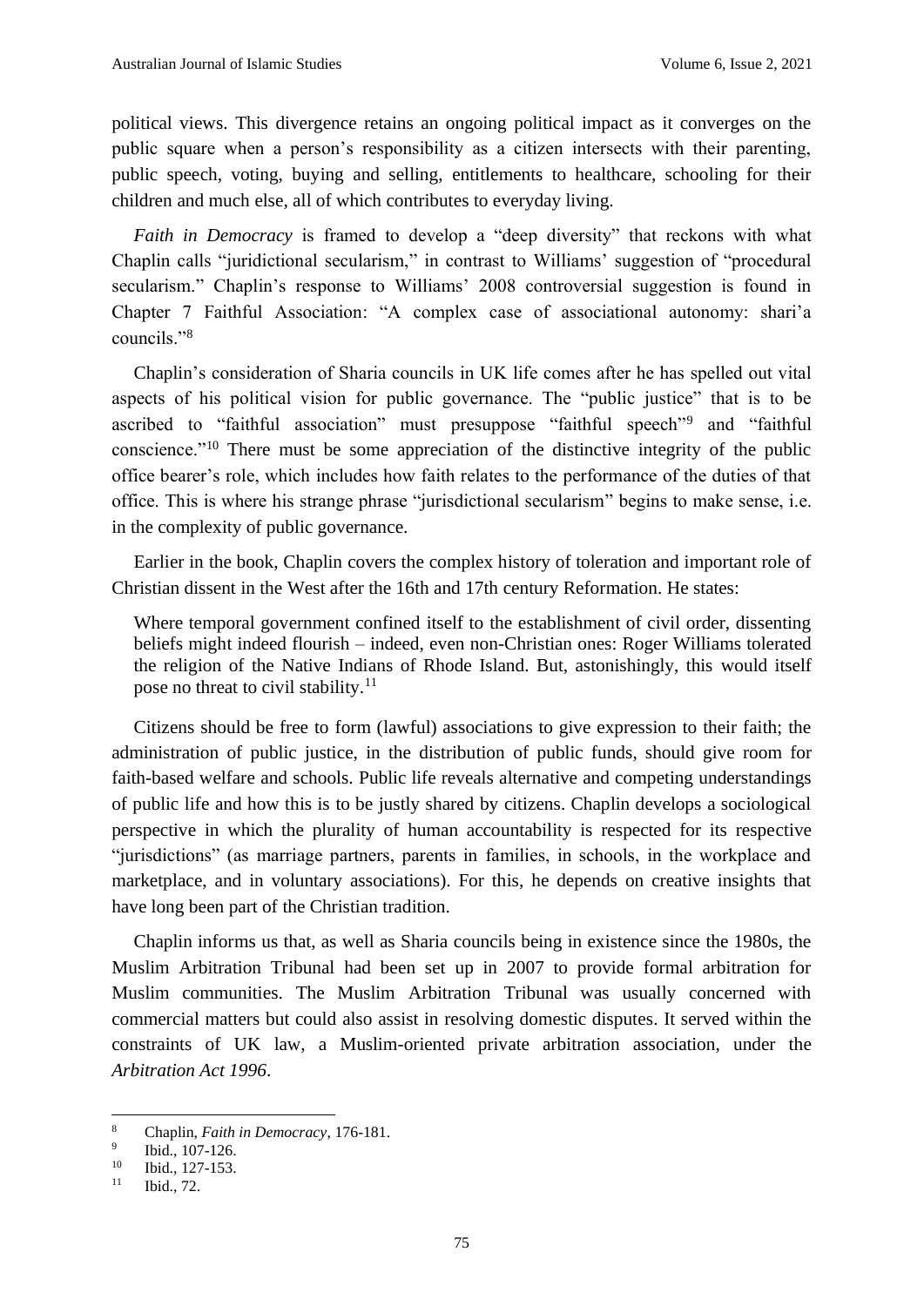political views. This divergence retains an ongoing political impact as it converges on the public square when a person's responsibility as a citizen intersects with their parenting, public speech, voting, buying and selling, entitlements to healthcare, schooling for their children and much else, all of which contributes to everyday living.

*Faith in Democracy* is framed to develop a "deep diversity" that reckons with what Chaplin calls "juridictional secularism," in contrast to Williams' suggestion of "procedural secularism." Chaplin's response to Williams' 2008 controversial suggestion is found in Chapter 7 Faithful Association: "A complex case of associational autonomy: shari'a councils."[8]

Chaplin's consideration of Sharia councils in UK life comes after he has spelled out vital aspects of his political vision for public governance. The "public justice" that is to be ascribed to "faithful association" must presuppose "faithful speech"[9] and "faithful conscience."[10] There must be some appreciation of the distinctive integrity of the public office bearer's role, which includes how faith relates to the performance of the duties of that office. This is where his strange phrase "jurisdictional secularism" begins to make sense, i.e. in the complexity of public governance.

Earlier in the book, Chaplin covers the complex history of toleration and important role of Christian dissent in the West after the 16th and 17th century Reformation. He states:

> Where temporal government confined itself to the establishment of civil order, dissenting beliefs might indeed flourish – indeed, even non-Christian ones: Roger Williams tolerated the religion of the Native Indians of Rhode Island. But, astonishingly, this would itself pose no threat to civil stability.[11]

Citizens should be free to form (lawful) associations to give expression to their faith; the administration of public justice, in the distribution of public funds, should give room for faith-based welfare and schools. Public life reveals alternative and competing understandings of public life and how this is to be justly shared by citizens. Chaplin develops a sociological perspective in which the plurality of human accountability is respected for its respective "jurisdictions" (as marriage partners, parents in families, in schools, in the workplace and marketplace, and in voluntary associations). For this, he depends on creative insights that have long been part of the Christian tradition.

Chaplin informs us that, as well as Sharia councils being in existence since the 1980s, the Muslim Arbitration Tribunal had been set up in 2007 to provide formal arbitration for Muslim communities. The Muslim Arbitration Tribunal was usually concerned with commercial matters but could also assist in resolving domestic disputes. It served within the constraints of UK law, a Muslim-oriented private arbitration association, under the *Arbitration Act 1996*.

---

[8] Chaplin, *Faith in Democracy*, 176-181.
[9] Ibid., 107-126.
[10] Ibid., 127-153.
[11] Ibid., 72.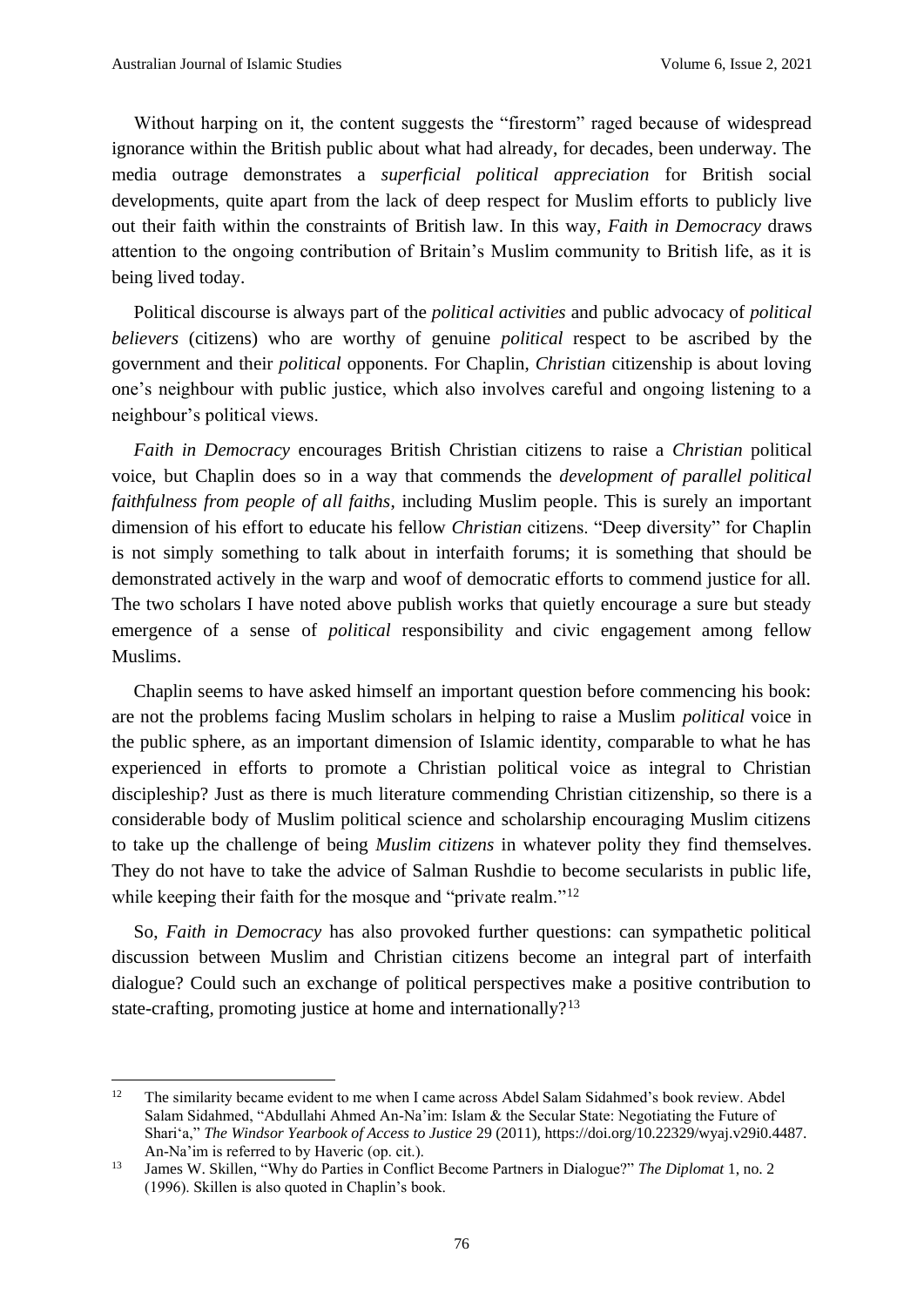Without harping on it, the content suggests the "firestorm" raged because of widespread ignorance within the British public about what had already, for decades, been underway. The media outrage demonstrates a *superficial political appreciation* for British social developments, quite apart from the lack of deep respect for Muslim efforts to publicly live out their faith within the constraints of British law. In this way, *Faith in Democracy* draws attention to the ongoing contribution of Britain's Muslim community to British life, as it is being lived today.

Political discourse is always part of the *political activities* and public advocacy of *political believers* (citizens) who are worthy of genuine *political* respect to be ascribed by the government and their *political* opponents. For Chaplin, *Christian* citizenship is about loving one's neighbour with public justice, which also involves careful and ongoing listening to a neighbour's political views.

*Faith in Democracy* encourages British Christian citizens to raise a *Christian* political voice, but Chaplin does so in a way that commends the *development of parallel political faithfulness from people of all faiths*, including Muslim people. This is surely an important dimension of his effort to educate his fellow *Christian* citizens. "Deep diversity" for Chaplin is not simply something to talk about in interfaith forums; it is something that should be demonstrated actively in the warp and woof of democratic efforts to commend justice for all. The two scholars I have noted above publish works that quietly encourage a sure but steady emergence of a sense of *political* responsibility and civic engagement among fellow Muslims.

Chaplin seems to have asked himself an important question before commencing his book: are not the problems facing Muslim scholars in helping to raise a Muslim *political* voice in the public sphere, as an important dimension of Islamic identity, comparable to what he has experienced in efforts to promote a Christian political voice as integral to Christian discipleship? Just as there is much literature commending Christian citizenship, so there is a considerable body of Muslim political science and scholarship encouraging Muslim citizens to take up the challenge of being *Muslim citizens* in whatever polity they find themselves. They do not have to take the advice of Salman Rushdie to become secularists in public life, while keeping their faith for the mosque and "private realm."[12]

So, *Faith in Democracy* has also provoked further questions: can sympathetic political discussion between Muslim and Christian citizens become an integral part of interfaith dialogue? Could such an exchange of political perspectives make a positive contribution to state-crafting, promoting justice at home and internationally?[13]

---

[12] The similarity became evident to me when I came across Abdel Salam Sidahmed's book review. Abdel Salam Sidahmed, "Abdullahi Ahmed An-Na'im: Islam & the Secular State: Negotiating the Future of Shari'a," *The Windsor Yearbook of Access to Justice* 29 (2011), https://doi.org/10.22329/wyaj.v29i0.4487. An-Na'im is referred to by Haveric (op. cit.).

[13] James W. Skillen, "Why do Parties in Conflict Become Partners in Dialogue?" *The Diplomat* 1, no. 2 (1996). Skillen is also quoted in Chaplin's book.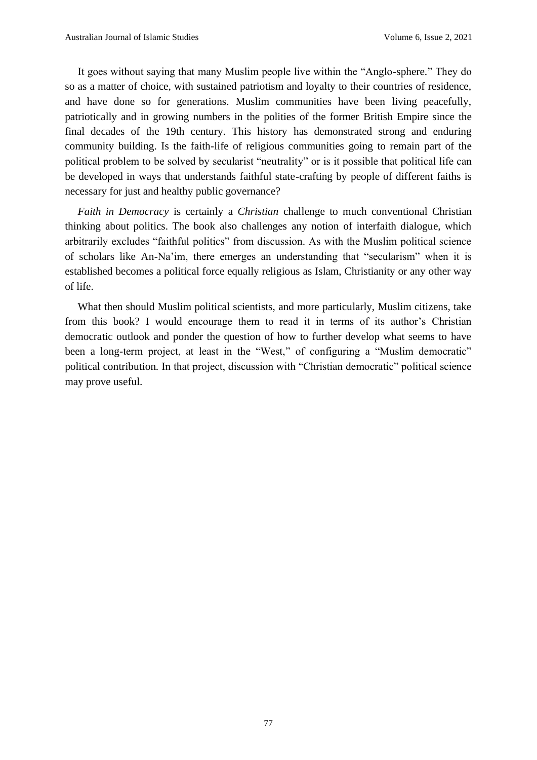It goes without saying that many Muslim people live within the "Anglo-sphere." They do so as a matter of choice, with sustained patriotism and loyalty to their countries of residence, and have done so for generations. Muslim communities have been living peacefully, patriotically and in growing numbers in the polities of the former British Empire since the final decades of the 19th century. This history has demonstrated strong and enduring community building. Is the faith-life of religious communities going to remain part of the political problem to be solved by secularist "neutrality" or is it possible that political life can be developed in ways that understands faithful state-crafting by people of different faiths is necessary for just and healthy public governance?

*Faith in Democracy* is certainly a *Christian* challenge to much conventional Christian thinking about politics. The book also challenges any notion of interfaith dialogue, which arbitrarily excludes "faithful politics" from discussion. As with the Muslim political science of scholars like An-Na'im, there emerges an understanding that "secularism" when it is established becomes a political force equally religious as Islam, Christianity or any other way of life.

What then should Muslim political scientists, and more particularly, Muslim citizens, take from this book? I would encourage them to read it in terms of its author's Christian democratic outlook and ponder the question of how to further develop what seems to have been a long-term project, at least in the "West," of configuring a "Muslim democratic" political contribution. In that project, discussion with "Christian democratic" political science may prove useful.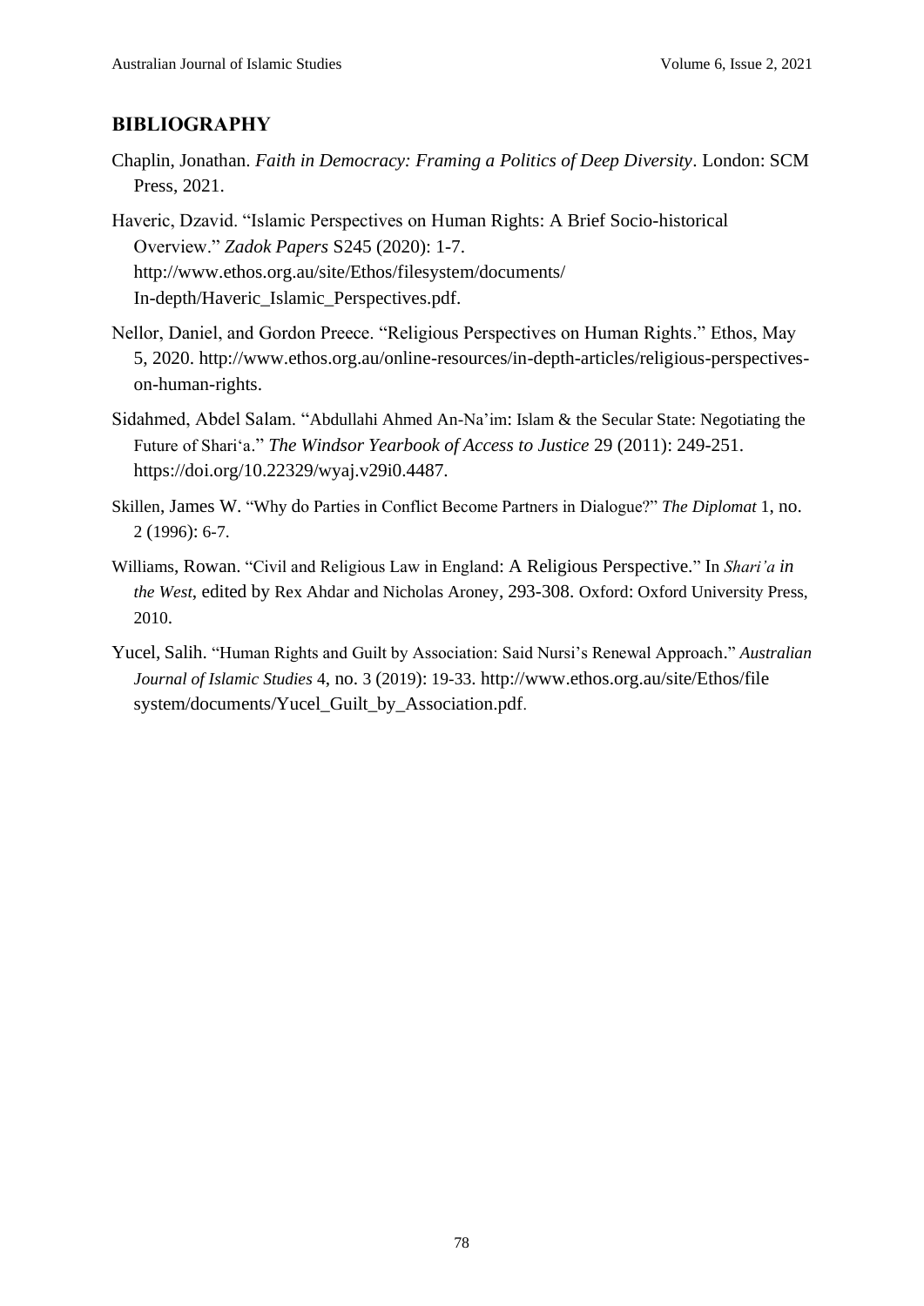## BIBLIOGRAPHY

Chaplin, Jonathan. *Faith in Democracy: Framing a Politics of Deep Diversity*. London: SCM Press, 2021.

Haveric, Dzavid. "Islamic Perspectives on Human Rights: A Brief Socio-historical Overview." *Zadok Papers* S245 (2020): 1-7. http://www.ethos.org.au/site/Ethos/filesystem/documents/In-depth/Haveric_Islamic_Perspectives.pdf.

Nellor, Daniel, and Gordon Preece. "Religious Perspectives on Human Rights." Ethos, May 5, 2020. http://www.ethos.org.au/online-resources/in-depth-articles/religious-perspectives-on-human-rights.

Sidahmed, Abdel Salam. "Abdullahi Ahmed An-Na'im: Islam & the Secular State: Negotiating the Future of Shari'a." *The Windsor Yearbook of Access to Justice* 29 (2011): 249-251. https://doi.org/10.22329/wyaj.v29i0.4487.

Skillen, James W. "Why do Parties in Conflict Become Partners in Dialogue?" *The Diplomat* 1, no. 2 (1996): 6-7.

Williams, Rowan. "Civil and Religious Law in England: A Religious Perspective." In *Shari'a in the West*, edited by Rex Ahdar and Nicholas Aroney, 293-308. Oxford: Oxford University Press, 2010.

Yucel, Salih. "Human Rights and Guilt by Association: Said Nursi's Renewal Approach." *Australian Journal of Islamic Studies* 4, no. 3 (2019): 19-33. http://www.ethos.org.au/site/Ethos/file system/documents/Yucel_Guilt_by_Association.pdf.